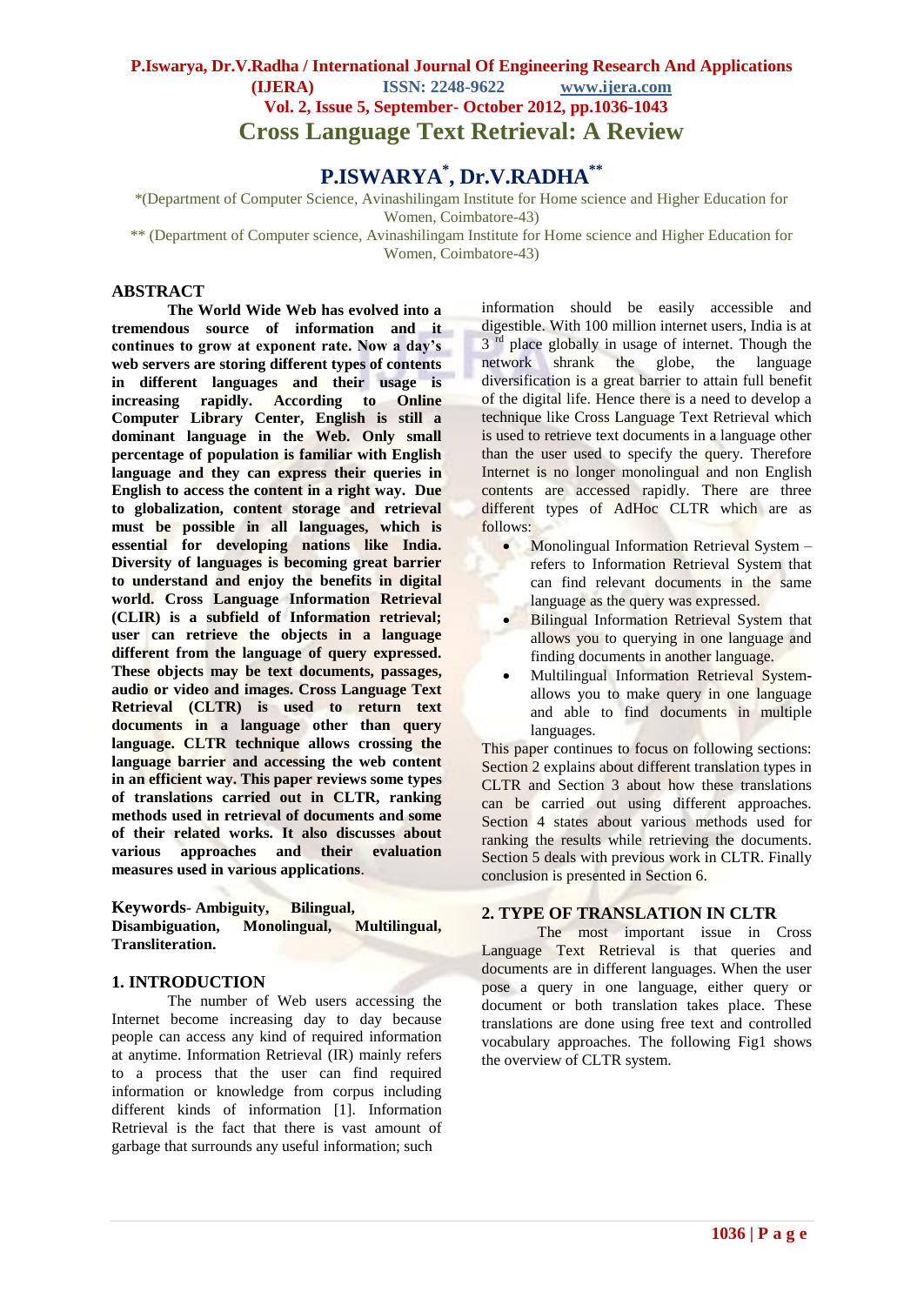# Cross Language Text Retrieval: A Review

## P.ISWARYA*, Dr.V.RADHA**

*(Department of Computer Science, Avinashilingam Institute for Home science and Higher Education for Women, Coimbatore-43)

** (Department of Computer science, Avinashilingam Institute for Home science and Higher Education for Women, Coimbatore-43)

## ABSTRACT

**The World Wide Web has evolved into a tremendous source of information and it continues to grow at exponent rate. Now a day's web servers are storing different types of contents in different languages and their usage is increasing rapidly. According to Online Computer Library Center, English is still a dominant language in the Web. Only small percentage of population is familiar with English language and they can express their queries in English to access the content in a right way. Due to globalization, content storage and retrieval must be possible in all languages, which is essential for developing nations like India. Diversity of languages is becoming great barrier to understand and enjoy the benefits in digital world. Cross Language Information Retrieval (CLIR) is a subfield of Information retrieval; user can retrieve the objects in a language different from the language of query expressed. These objects may be text documents, passages, audio or video and images. Cross Language Text Retrieval (CLTR) is used to return text documents in a language other than query language. CLTR technique allows crossing the language barrier and accessing the web content in an efficient way. This paper reviews some types of translations carried out in CLTR, ranking methods used in retrieval of documents and some of their related works. It also discusses about various approaches and their evaluation measures used in various applications**.

**Keywords**- **Ambiguity, Bilingual, Disambiguation, Monolingual, Multilingual, Transliteration.**

## 1. INTRODUCTION

The number of Web users accessing the Internet become increasing day to day because people can access any kind of required information at anytime. Information Retrieval (IR) mainly refers to a process that the user can find required information or knowledge from corpus including different kinds of information [1]. Information Retrieval is the fact that there is vast amount of garbage that surrounds any useful information; such information should be easily accessible and digestible. With 100 million internet users, India is at 3[rd] place globally in usage of internet. Though the network shrank the globe, the language diversification is a great barrier to attain full benefit of the digital life. Hence there is a need to develop a technique like Cross Language Text Retrieval which is used to retrieve text documents in a language other than the user used to specify the query. Therefore Internet is no longer monolingual and non English contents are accessed rapidly. There are three different types of AdHoc CLTR which are as follows:

- Monolingual Information Retrieval System – refers to Information Retrieval System that can find relevant documents in the same language as the query was expressed.
- Bilingual Information Retrieval System that allows you to querying in one language and finding documents in another language.
- Multilingual Information Retrieval System- allows you to make query in one language and able to find documents in multiple languages.

This paper continues to focus on following sections: Section 2 explains about different translation types in CLTR and Section 3 about how these translations can be carried out using different approaches. Section 4 states about various methods used for ranking the results while retrieving the documents. Section 5 deals with previous work in CLTR. Finally conclusion is presented in Section 6.

## 2. TYPE OF TRANSLATION IN CLTR

The most important issue in Cross Language Text Retrieval is that queries and documents are in different languages. When the user pose a query in one language, either query or document or both translation takes place. These translations are done using free text and controlled vocabulary approaches. The following Fig1 shows the overview of CLTR system.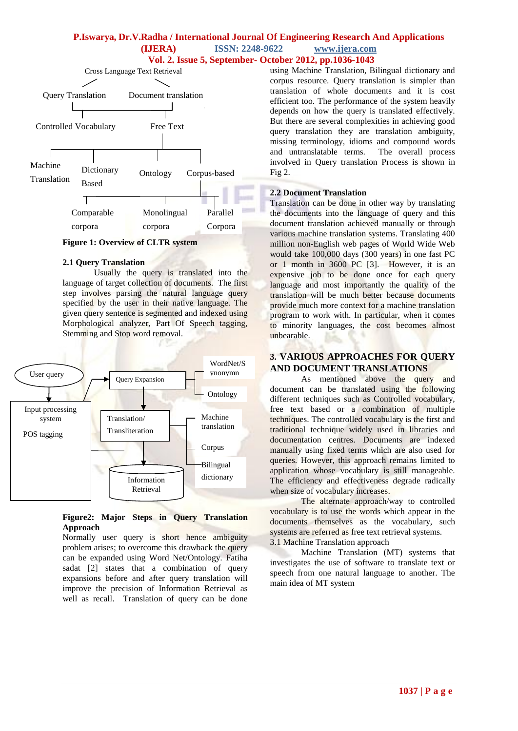Cross Language Text Retrieval

Query Translation | Document translation

Controlled Vocabulary | Free Text

Machine Translation | Dictionary Based | Ontology | Corpus-based

Comparable corpora | Monolingual corpora | Parallel Corpora

**Figure 1: Overview of CLTR system**

### 2.1 Query Translation

Usually the query is translated into the language of target collection of documents. The first step involves parsing the natural language query specified by the user in their native language. The given query sentence is segmented and indexed using Morphological analyzer, Part Of Speech tagging, Stemming and Stop word removal.

User query → Query Expansion (WordNet/Synonymn, Ontology) → Translation/ Transliteration (Machine translation, Corpus, Bilingual dictionary) → Information Retrieval

Input processing system

POS tagging

**Figure2: Major Steps in Query Translation Approach**

Normally user query is short hence ambiguity problem arises; to overcome this drawback the query can be expanded using Word Net/Ontology. Fatiha sadat [2] states that a combination of query expansions before and after query translation will improve the precision of Information Retrieval as well as recall. Translation of query can be done using Machine Translation, Bilingual dictionary and corpus resource. Query translation is simpler than translation of whole documents and it is cost efficient too. The performance of the system heavily depends on how the query is translated effectively. But there are several complexities in achieving good query translation they are translation ambiguity, missing terminology, idioms and compound words and untranslatable terms. The overall process involved in Query translation Process is shown in Fig 2.

### 2.2 Document Translation

Translation can be done in other way by translating the documents into the language of query and this document translation achieved manually or through various machine translation systems. Translating 400 million non-English web pages of World Wide Web would take 100,000 days (300 years) in one fast PC or 1 month in 3600 PC [3]. However, it is an expensive job to be done once for each query language and most importantly the quality of the translation will be much better because documents provide much more context for a machine translation program to work with. In particular, when it comes to minority languages, the cost becomes almost unbearable.

## 3. VARIOUS APPROACHES FOR QUERY AND DOCUMENT TRANSLATIONS

As mentioned above the query and document can be translated using the following different techniques such as Controlled vocabulary, free text based or a combination of multiple techniques. The controlled vocabulary is the first and traditional technique widely used in libraries and documentation centres. Documents are indexed manually using fixed terms which are also used for queries. However, this approach remains limited to application whose vocabulary is still manageable. The efficiency and effectiveness degrade radically when size of vocabulary increases.

The alternate approach/way to controlled vocabulary is to use the words which appear in the documents themselves as the vocabulary, such systems are referred as free text retrieval systems.

3.1 Machine Translation approach

Machine Translation (MT) systems that investigates the use of software to translate text or speech from one natural language to another. The main idea of MT system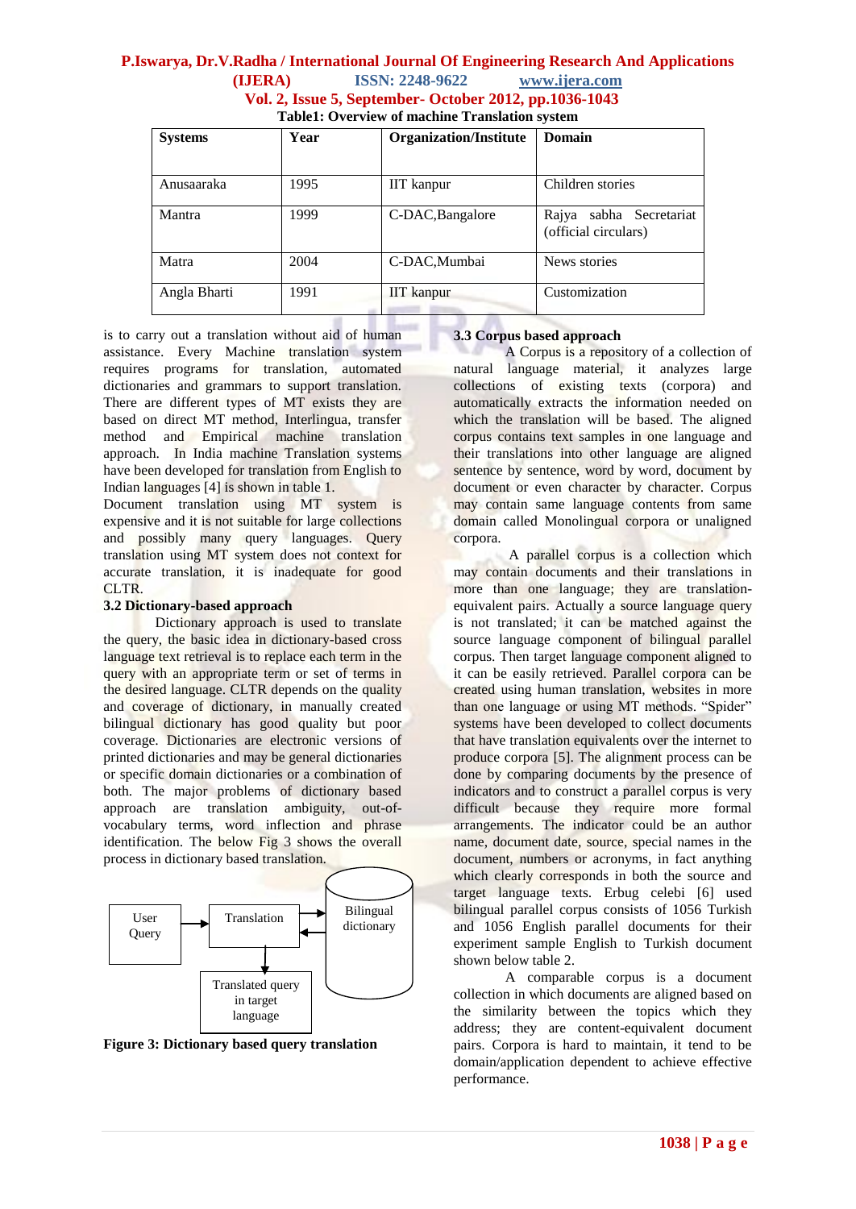Table1: Overview of machine Translation system

| Systems | Year | Organization/Institute | Domain |
|---|---|---|---|
| Anusaaraka | 1995 | IIT kanpur | Children stories |
| Mantra | 1999 | C-DAC,Bangalore | Rajya sabha Secretariat (official circulars) |
| Matra | 2004 | C-DAC,Mumbai | News stories |
| Angla Bharti | 1991 | IIT kanpur | Customization |

is to carry out a translation without aid of human assistance. Every Machine translation system requires programs for translation, automated dictionaries and grammars to support translation. There are different types of MT exists they are based on direct MT method, Interlingua, transfer method and Empirical machine translation approach. In India machine Translation systems have been developed for translation from English to Indian languages [4] is shown in table 1.

Document translation using MT system is expensive and it is not suitable for large collections and possibly many query languages. Query translation using MT system does not context for accurate translation, it is inadequate for good CLTR.

### 3.2 Dictionary-based approach

Dictionary approach is used to translate the query, the basic idea in dictionary-based cross language text retrieval is to replace each term in the query with an appropriate term or set of terms in the desired language. CLTR depends on the quality and coverage of dictionary, in manually created bilingual dictionary has good quality but poor coverage. Dictionaries are electronic versions of printed dictionaries and may be general dictionaries or specific domain dictionaries or a combination of both. The major problems of dictionary based approach are translation ambiguity, out-of-vocabulary terms, word inflection and phrase identification. The below Fig 3 shows the overall process in dictionary based translation.

User Query → Translation ⇄ Bilingual dictionary; Translation → Translated query in target language

**Figure 3: Dictionary based query translation**

### 3.3 Corpus based approach

A Corpus is a repository of a collection of natural language material, it analyzes large collections of existing texts (corpora) and automatically extracts the information needed on which the translation will be based. The aligned corpus contains text samples in one language and their translations into other language are aligned sentence by sentence, word by word, document by document or even character by character. Corpus may contain same language contents from same domain called Monolingual corpora or unaligned corpora.

A parallel corpus is a collection which may contain documents and their translations in more than one language; they are translation-equivalent pairs. Actually a source language query is not translated; it can be matched against the source language component of bilingual parallel corpus. Then target language component aligned to it can be easily retrieved. Parallel corpora can be created using human translation, websites in more than one language or using MT methods. "Spider" systems have been developed to collect documents that have translation equivalents over the internet to produce corpora [5]. The alignment process can be done by comparing documents by the presence of indicators and to construct a parallel corpus is very difficult because they require more formal arrangements. The indicator could be an author name, document date, source, special names in the document, numbers or acronyms, in fact anything which clearly corresponds in both the source and target language texts. Erbug celebi [6] used bilingual parallel corpus consists of 1056 Turkish and 1056 English parallel documents for their experiment sample English to Turkish document shown below table 2.

A comparable corpus is a document collection in which documents are aligned based on the similarity between the topics which they address; they are content-equivalent document pairs. Corpora is hard to maintain, it tend to be domain/application dependent to achieve effective performance.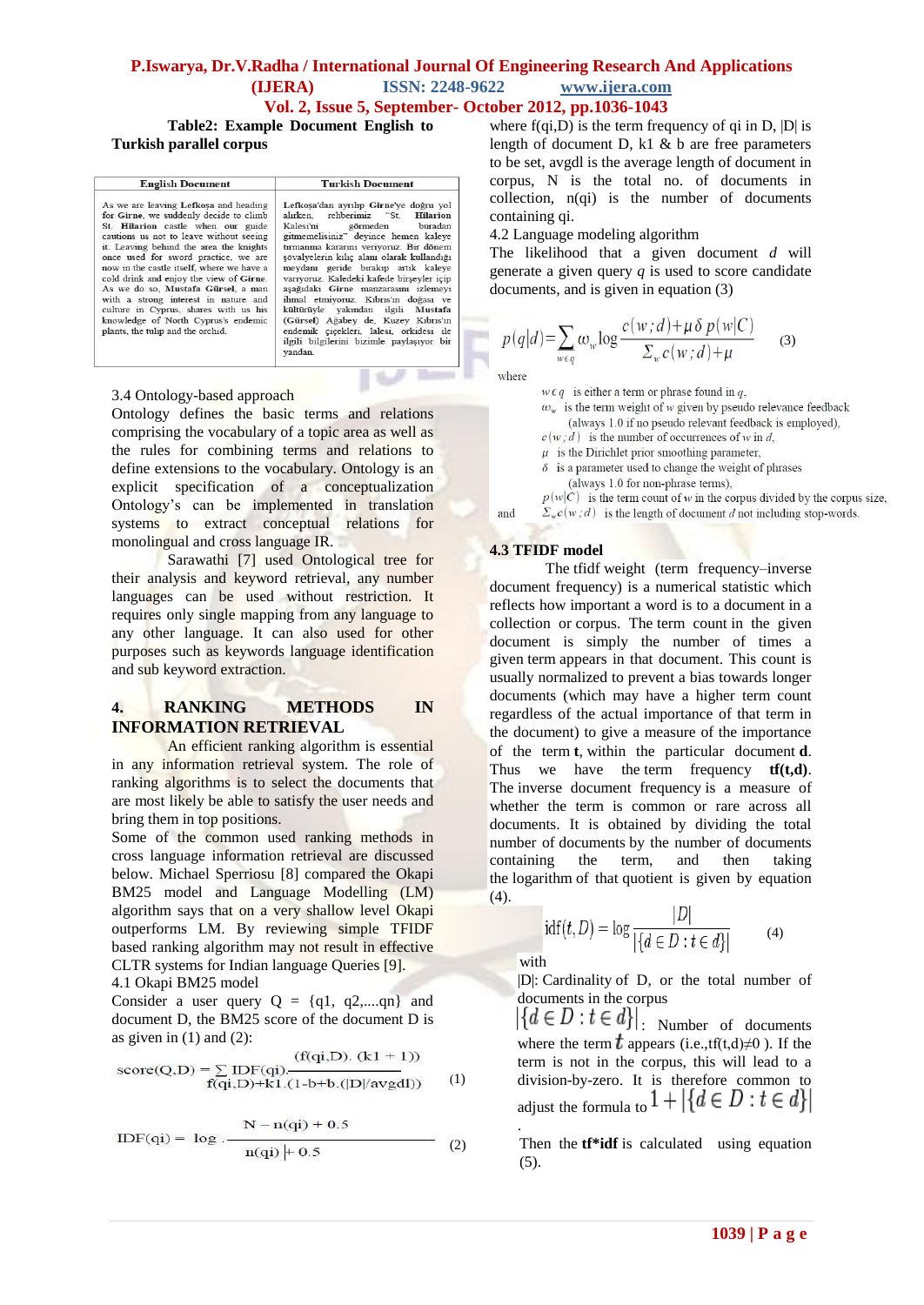**Table2: Example Document English to Turkish parallel corpus**

| English Document | Turkish Document |
|---|---|
| As we are leaving **Lefkoşa** and heading for **Girne**, we suddenly decide to climb St. **Hilarion** castle when **our** guide cautions us not to leave without seeing it. Leaving behind the area the knights once used for sword practice, we are now in the castle itself, where we have a cold drink and enjoy the view of **Girne**. As we do so, **Mustafa Gürsel**, a man with a strong interest in nature and culture in Cyprus, shares with us his knowledge of North Cyprus's endemic plants, the tulip and the orchid. | Lefkoşa'dan ayrılıp **Girne'ye** doğru yol alırken, **rehberimiz** "St. **Hilarion** Kalesi'ni görmeden buradan gitmemelisiniz" deyince hemen kaleye tırmanma kararını veriyoruz. Bir dönem şövalyelerin kılıç alanı olarak kullandığı meydanı geride bırakıp artık kaleye varıyoruz. Kaledeki kafede birşeyler içip aşağıdaki **Girne** manzarasını izlemeyi ihmal etmiyoruz. Kıbrıs'ın doğası ve kültürüyle yakından ilgili **Mustafa (Gürsel)** Ağabey de, Kuzey Kıbrıs'ın endemik çiçekleri, lalesi, orkidesi ile ilgili bilgilerini bizimle paylaşıyor bir yandan. |

3.4 Ontology-based approach

Ontology defines the basic terms and relations comprising the vocabulary of a topic area as well as the rules for combining terms and relations to define extensions to the vocabulary. Ontology is an explicit specification of a conceptualization. Ontology's can be implemented in translation systems to extract conceptual relations for monolingual and cross language IR.

Sarawathi [7] used Ontological tree for their analysis and keyword retrieval, any number languages can be used without restriction. It requires only single mapping from any language to any other language. It can also used for other purposes such as keywords language identification and sub keyword extraction.

## 4. RANKING METHODS IN INFORMATION RETRIEVAL

An efficient ranking algorithm is essential in any information retrieval system. The role of ranking algorithms is to select the documents that are most likely be able to satisfy the user needs and bring them in top positions.

Some of the common used ranking methods in cross language information retrieval are discussed below. Michael Sperriosu [8] compared the Okapi BM25 model and Language Modelling (LM) algorithm says that on a very shallow level Okapi outperforms LM. By reviewing simple TFIDF based ranking algorithm may not result in effective CLTR systems for Indian language Queries [9].

4.1 Okapi BM25 model

Consider a user query Q = {q1, q2,....qn} and document D, the BM25 score of the document D is as given in (1) and (2):

$$\text{score}(Q,D) = \sum \text{IDF}(qi).\frac{(f(qi,D).\ (k1+1))}{f(qi,D)+k1.(1-b+b.(|D|/avgdl))} \qquad (1)$$

$$\text{IDF}(qi) = \log.\frac{N - n(qi) + 0.5}{n(qi) + 0.5} \qquad (2)$$

where f(qi,D) is the term frequency of qi in D, |D| is length of document D, k1 & b are free parameters to be set, avgdl is the average length of document in corpus, N is the total no. of documents in collection, n(qi) is the number of documents containing qi.

4.2 Language modeling algorithm

The likelihood that a given document $d$ will generate a given query $q$ is used to score candidate documents, and is given in equation (3)

$$p(q|d) = \sum_{w \in q} \omega_w \log \frac{c(w;d) + \mu\delta\, p(w|C)}{\Sigma_w c(w;d) + \mu} \qquad (3)$$

where

$w \in q$ is either a term or phrase found in $q$,

$\omega_w$ is the term weight of $w$ given by pseudo relevance feedback (always 1.0 if no pseudo relevant feedback is employed),

$c(w;d)$ is the number of occurrences of $w$ in $d$,

$\mu$ is the Dirichlet prior smoothing parameter,

$\delta$ is a parameter used to change the weight of phrases (always 1.0 for non-phrase terms),

$p(w|C)$ is the term count of $w$ in the corpus divided by the corpus size,

and $\Sigma_w c(w;d)$ is the length of document $d$ not including stop-words.

### 4.3 TFIDF model

The tfidf weight (term frequency–inverse document frequency) is a numerical statistic which reflects how important a word is to a document in a collection or corpus. The term count in the given document is simply the number of times a given term appears in that document. This count is usually normalized to prevent a bias towards longer documents (which may have a higher term count regardless of the actual importance of that term in the document) to give a measure of the importance of the term **t**, within the particular document **d**. Thus we have the term frequency **tf(t,d)**. The inverse document frequency is a measure of whether the term is common or rare across all documents. It is obtained by dividing the total number of documents by the number of documents containing the term, and then taking the logarithm of that quotient is given by equation (4).

$$\mathrm{idf}(t,D) = \log \frac{|D|}{|\{d \in D : t \in d\}|} \qquad (4)$$

with

|D|: Cardinality of D, or the total number of documents in the corpus

$|\{d \in D : t \in d\}|$: Number of documents where the term $t$ appears (i.e.,tf(t,d)≠0 ). If the term is not in the corpus, this will lead to a division-by-zero. It is therefore common to adjust the formula to $1 + |\{d \in D : t \in d\}|$.

Then the **tf*idf** is calculated using equation (5).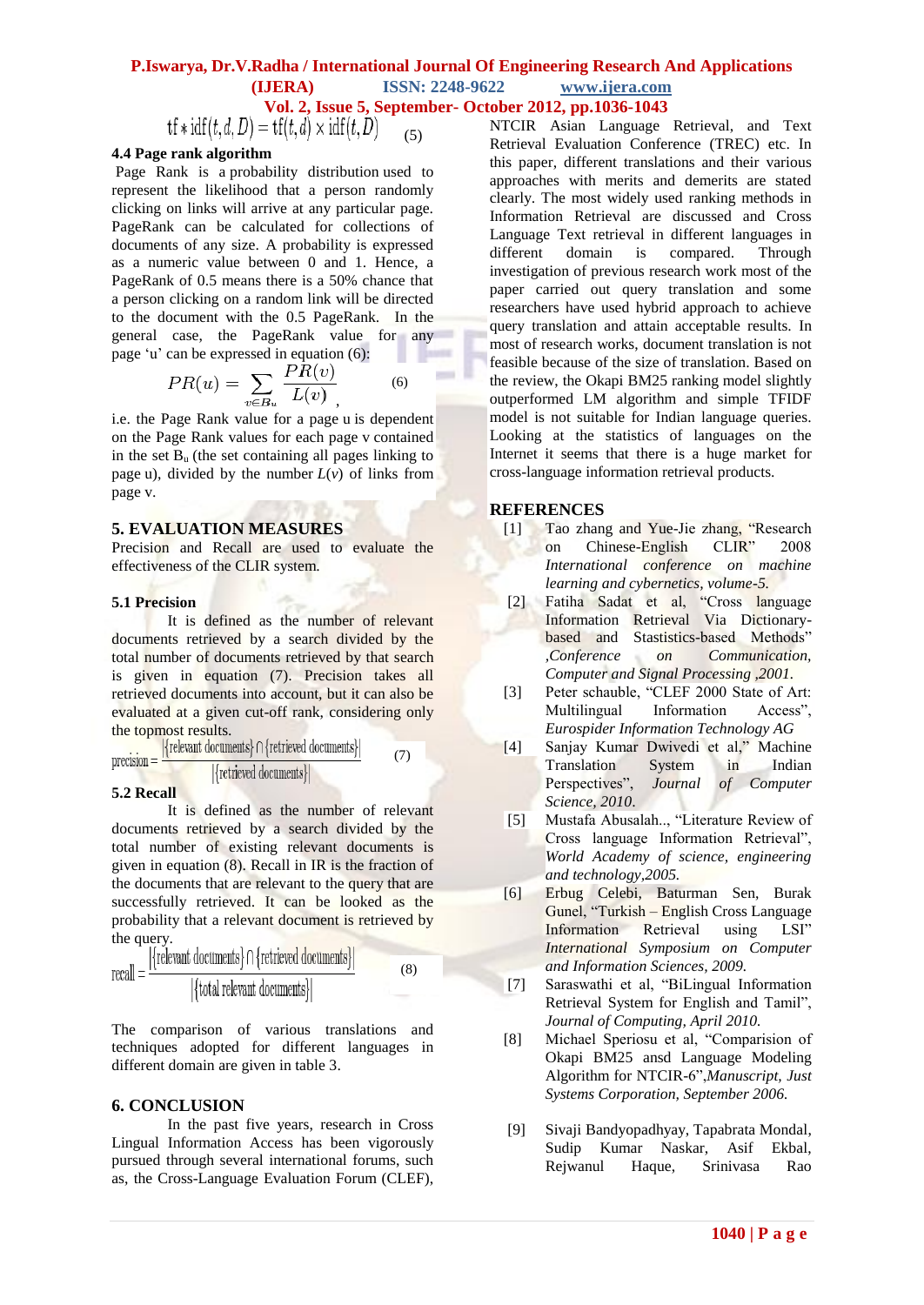$$\text{tf} * \text{idf}(t,d,D) = \text{tf}(t,d) \times \text{idf}(t,D) \quad (5)$$

### 4.4 Page rank algorithm

Page Rank is a probability distribution used to represent the likelihood that a person randomly clicking on links will arrive at any particular page. PageRank can be calculated for collections of documents of any size. A probability is expressed as a numeric value between 0 and 1. Hence, a PageRank of 0.5 means there is a 50% chance that a person clicking on a random link will be directed to the document with the 0.5 PageRank. In the general case, the PageRank value for any page 'u' can be expressed in equation (6):

$$PR(u) = \sum_{v \in B_u} \frac{PR(v)}{L(v)}, \quad (6)$$

i.e. the Page Rank value for a page u is dependent on the Page Rank values for each page v contained in the set $B_u$ (the set containing all pages linking to page u), divided by the number $L(v)$ of links from page v.

## 5. EVALUATION MEASURES

Precision and Recall are used to evaluate the effectiveness of the CLIR system.

### 5.1 Precision

It is defined as the number of relevant documents retrieved by a search divided by the total number of documents retrieved by that search is given in equation (7). Precision takes all retrieved documents into account, but it can also be evaluated at a given cut-off rank, considering only the topmost results.

$$\text{precision} = \frac{|\{\text{relevant documents}\} \cap \{\text{retrieved documents}\}|}{|\{\text{retrieved documents}\}|} \quad (7)$$

### 5.2 Recall

It is defined as the number of relevant documents retrieved by a search divided by the total number of existing relevant documents is given in equation (8). Recall in IR is the fraction of the documents that are relevant to the query that are successfully retrieved. It can be looked as the probability that a relevant document is retrieved by the query.

$$\text{recall} = \frac{|\{\text{relevant documents}\} \cap \{\text{retrieved documents}\}|}{|\{\text{total relevant documents}\}|} \quad (8)$$

The comparison of various translations and techniques adopted for different languages in different domain are given in table 3.

## 6. CONCLUSION

In the past five years, research in Cross Lingual Information Access has been vigorously pursued through several international forums, such as, the Cross-Language Evaluation Forum (CLEF), NTCIR Asian Language Retrieval, and Text Retrieval Evaluation Conference (TREC) etc. In this paper, different translations and their various approaches with merits and demerits are stated clearly. The most widely used ranking methods in Information Retrieval are discussed and Cross Language Text retrieval in different languages in different domain is compared. Through investigation of previous research work most of the paper carried out query translation and some researchers have used hybrid approach to achieve query translation and attain acceptable results. In most of research works, document translation is not feasible because of the size of translation. Based on the review, the Okapi BM25 ranking model slightly outperformed LM algorithm and simple TFIDF model is not suitable for Indian language queries. Looking at the statistics of languages on the Internet it seems that there is a huge market for cross-language information retrieval products.

## REFERENCES

[1] Tao zhang and Yue-Jie zhang, "Research on Chinese-English CLIR" 2008 *International conference on machine learning and cybernetics, volume-5.*

[2] Fatiha Sadat et al, "Cross language Information Retrieval Via Dictionary-based and Stastistics-based Methods" *,Conference on Communication, Computer and Signal Processing ,2001.*

[3] Peter schauble, "CLEF 2000 State of Art: Multilingual Information Access", *Eurospider Information Technology AG*

[4] Sanjay Kumar Dwivedi et al," Machine Translation System in Indian Perspectives", *Journal of Computer Science, 2010.*

[5] Mustafa Abusalah.., "Literature Review of Cross language Information Retrieval", *World Academy of science, engineering and technology,2005.*

[6] Erbug Celebi, Baturman Sen, Burak Gunel, "Turkish – English Cross Language Information Retrieval using LSI" *International Symposium on Computer and Information Sciences, 2009.*

[7] Saraswathi et al, "BiLingual Information Retrieval System for English and Tamil", *Journal of Computing, April 2010.*

[8] Michael Speriosu et al, "Comparision of Okapi BM25 ansd Language Modeling Algorithm for NTCIR-6",*Manuscript, Just Systems Corporation, September 2006.*

[9] Sivaji Bandyopadhyay, Tapabrata Mondal, Sudip Kumar Naskar, Asif Ekbal, Rejwanul Haque, Srinivasa Rao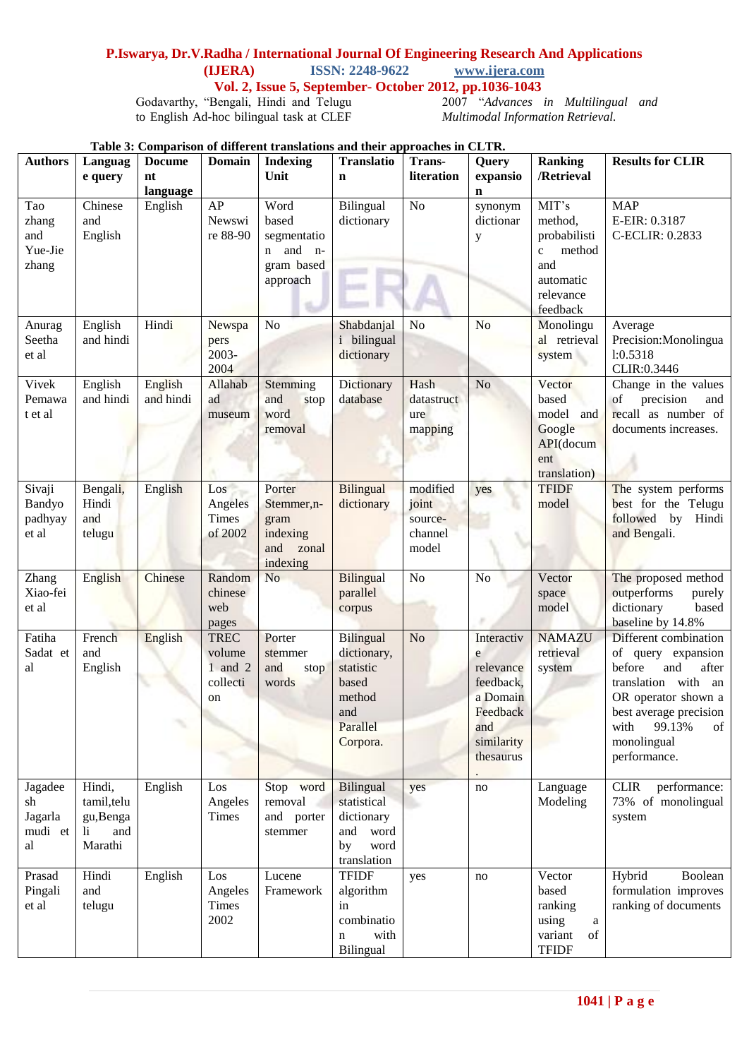Godavarthy, “Bengali, Hindi and Telugu to English Ad-hoc bilingual task at CLEF 2007 “*Advances in Multilingual and Multimodal Information Retrieval.*

**Table 3: Comparison of different translations and their approaches in CLTR.**

| Authors | Language query | Document language | Domain | Indexing Unit | Translation | Trans-literation | Query expansion | Ranking /Retrieval | Results for CLIR |
|---|---|---|---|---|---|---|---|---|---|
| Tao zhang and Yue-Jie zhang | Chinese and English | English | AP Newswire 88-90 | Word based segmentation and n-gram based approach | Bilingual dictionary | No | synonym dictionary | MIT's method, probabilistic method and automatic relevance feedback | MAP E-EIR: 0.3187 C-ECLIR: 0.2833 |
| Anurag Seetha et al | English and hindi | Hindi | Newspapers 2003-2004 | No | Shabdanjali bilingual dictionary | No | No | Monolingual retrieval system | Average Precision:Monolingual:0.5318 CLIR:0.3446 |
| Vivek Pemawat et al | English and hindi | English and hindi | Allahabad museum | Stemming and stop word removal | Dictionary database | Hash datastructure mapping | No | Vector based model and Google API(document translation) | Change in the values of precision and recall as number of documents increases. |
| Sivaji Bandyopadhyay et al | Bengali, Hindi and telugu | English | Los Angeles Times of 2002 | Porter Stemmer,n-gram indexing and zonal indexing | Bilingual dictionary | modified joint source-channel model | yes | TFIDF model | The system performs best for the Telugu followed by Hindi and Bengali. |
| Zhang Xiao-fei et al | English | Chinese | Random chinese web pages | No | Bilingual parallel corpus | No | No | Vector space model | The proposed method outperforms purely dictionary based baseline by 14.8% |
| Fatiha Sadat et al | French and English | English | TREC volume 1 and 2 collection | Porter stemmer and stop words | Bilingual dictionary, statistic based method and Parallel Corpora. | No | Interactive relevance feedback, a Domain Feedback and similarity thesaurus. | NAMAZU retrieval system | Different combination of query expansion before and after translation with an OR operator shown a best average precision with 99.13% of monolingual performance. |
| Jagadeesh Jagarlamudi et al | Hindi, tamil,telugu,Bengali and Marathi | English | Los Angeles Times | Stop word removal and porter stemmer | Bilingual statistical dictionary and word by word translation | yes | no | Language Modeling | CLIR performance: 73% of monolingual system |
| Prasad Pingali et al | Hindi and telugu | English | Los Angeles Times 2002 | Lucene Framework | TFIDF algorithm in combination with Bilingual | yes | no | Vector based ranking using a variant of TFIDF | Hybrid Boolean formulation improves ranking of documents |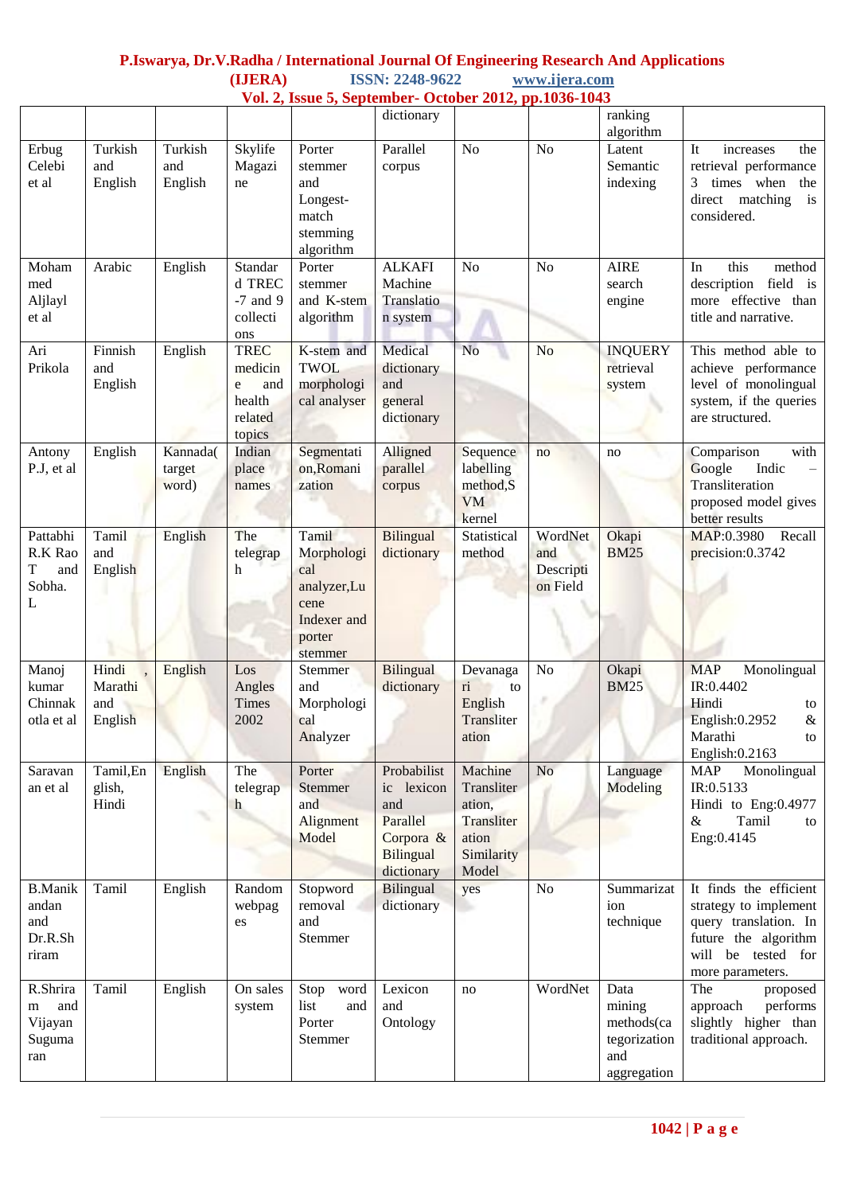|  |  |  |  |  | dictionary |  |  | ranking algorithm |  |
|---|---|---|---|---|---|---|---|---|---|
| Erbug Celebi et al | Turkish and English | Turkish and English | Skylife Magazine | Porter stemmer and Longest-match stemming algorithm | Parallel corpus | No | No | Latent Semantic indexing | It increases the retrieval performance 3 times when the direct matching is considered. |
| Mohammed Aljlayl et al | Arabic | English | Standard TREC -7 and 9 collections | Porter stemmer and K-stem algorithm | ALKAFI Machine Translation system | No | No | AIRE search engine | In this method description field is more effective than title and narrative. |
| Ari Prikola | Finnish and English | English | TREC medicine and health related topics | K-stem and TWOL morphological analyser | Medical dictionary and general dictionary | No | No | INQUERY retrieval system | This method able to achieve performance level of monolingual system, if the queries are structured. |
| Antony P.J, et al | English | Kannada(target word) | Indian place names | Segmentation,Romanization | Alligned parallel corpus | Sequence labelling method,SVM kernel | no | no | Comparison with Google Indic – Transliteration proposed model gives better results |
| Pattabhi R.K Rao T and Sobha. L | Tamil and English | English | The telegraph | Tamil Morphological analyzer,Lucene Indexer and porter stemmer | Bilingual dictionary | Statistical method | WordNet and Description Field | Okapi BM25 | MAP:0.3980 Recall precision:0.3742 |
| Manoj kumar Chinnakotla et al | Hindi , Marathi and English | English | Los Angles Times 2002 | Stemmer and Morphological Analyzer | Bilingual dictionary | Devanagari to English Transliteration | No | Okapi BM25 | MAP Monolingual IR:0.4402 Hindi to English:0.2952 & Marathi to English:0.2163 |
| Saravanan et al | Tamil,English, Hindi | English | The telegraph | Porter Stemmer and Alignment Model | Probabilistic lexicon and Parallel Corpora & Bilingual dictionary | Machine Transliteration, Transliteration Similarity Model | No | Language Modeling | MAP Monolingual IR:0.5133 Hindi to Eng:0.4977 & Tamil to Eng:0.4145 |
| B.Manikandan and Dr.R.Shriram | Tamil | English | Random webpages | Stopword removal and Stemmer | Bilingual dictionary | yes | No | Summarization technique | It finds the efficient strategy to implement query translation. In future the algorithm will be tested for more parameters. |
| R.Shriram and Vijayan Suguma ran | Tamil | English | On sales system | Stop word list and Porter Stemmer | Lexicon and Ontology | no | WordNet | Data mining methods(categorization and aggregation | The proposed approach performs slightly higher than traditional approach. |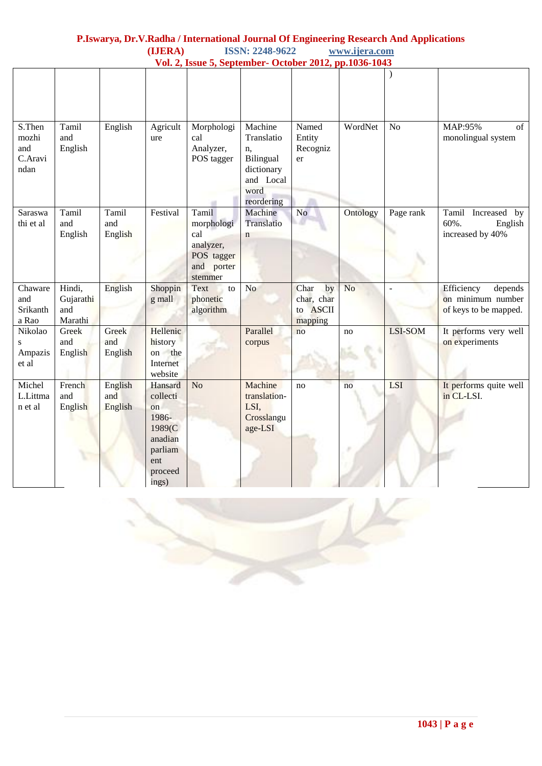| | | | | | | | | | |
|---|---|---|---|---|---|---|---|---|---|
| | | | | | | | | ) | |
| S.Thenmozhi and C.Aravindan | Tamil and English | English | Agriculture | Morphological Analyzer, POS tagger | Machine Translation, Bilingual dictionary and Local word reordering | Named Entity Recognizer | WordNet | No | MAP:95% of monolingual system |
| Saraswathi et al | Tamil and English | Tamil and English | Festival | Tamil morphological analyzer, POS tagger and porter stemmer | Machine Translation | No | Ontology | Page rank | Tamil Increased by 60%. English increased by 40% |
| Chaware and Srikantha Rao | Hindi, Gujarathi and Marathi | English | Shopping mall | Text to phonetic algorithm | No | Char by char, char to ASCII mapping | No | - | Efficiency depends on minimum number of keys to be mapped. |
| Nikolaos Ampazis et al | Greek and English | Greek and English | Hellenic history on the Internet website | | Parallel corpus | no | no | LSI-SOM | It performs very well on experiments |
| Michel L.Littman et al | French and English | English and English | Hansard collection 1986-1989(Canadian parliament proceedings) | No | Machine translation-LSI, Crosslanguage-LSI | no | no | LSI | It performs quite well in CL-LSI. |